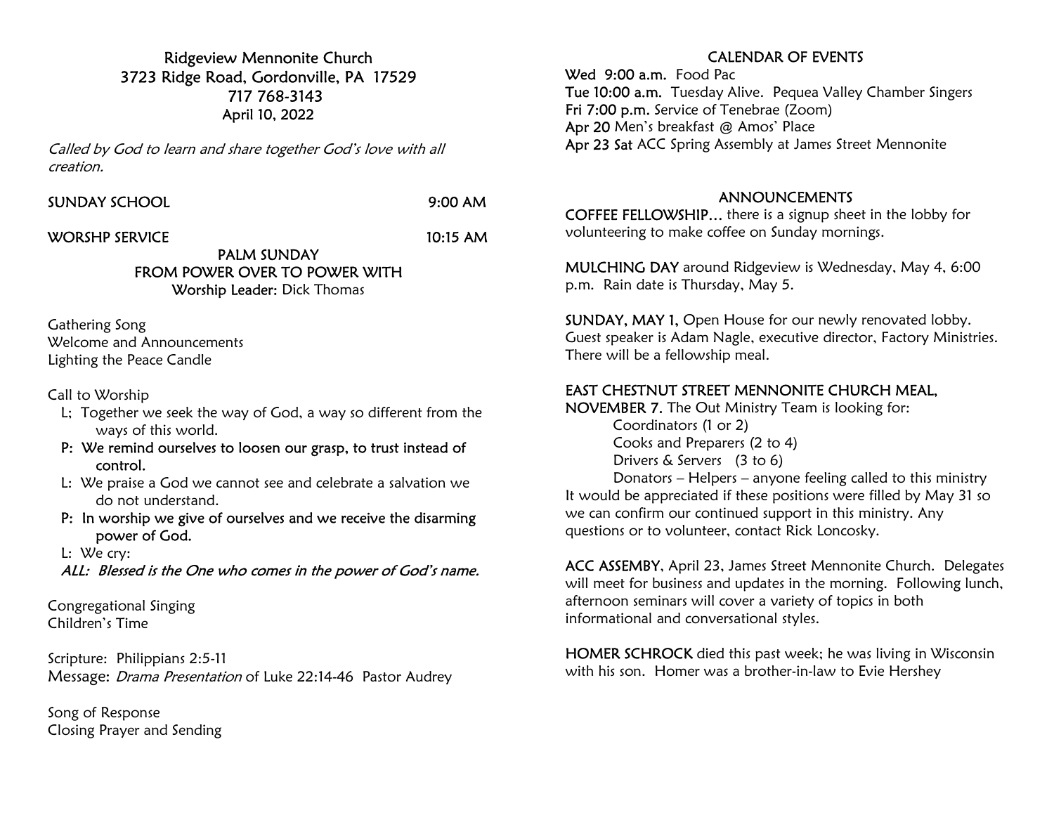# Ridgeview Mennonite Church

**3723 Ridge Road, Gordonville, PA 17529**
**717 768-3143**
**April 10, 2022**

*Called by God to learn and share together God's love with all creation.*

SUNDAY SCHOOL 9:00 AM

WORSHP SERVICE 10:15 AM

## PALM SUNDAY
## FROM POWER OVER TO POWER WITH

**Worship Leader:** Dick Thomas

Gathering Song
Welcome and Announcements
Lighting the Peace Candle

Call to Worship

L; Together we seek the way of God, a way so different from the ways of this world.

**P: We remind ourselves to loosen our grasp, to trust instead of control.**

L: We praise a God we cannot see and celebrate a salvation we do not understand.

**P: In worship we give of ourselves and we receive the disarming power of God.**

L: We cry:

*ALL: Blessed is the One who comes in the power of God's name.*

Congregational Singing
Children's Time

Scripture: Philippians 2:5-11
Message: *Drama Presentation* of Luke 22:14-46 Pastor Audrey

Song of Response
Closing Prayer and Sending

## CALENDAR OF EVENTS

**Wed 9:00 a.m.** Food Pac
**Tue 10:00 a.m.** Tuesday Alive. Pequea Valley Chamber Singers
**Fri 7:00 p.m.** Service of Tenebrae (Zoom)
**Apr 20** Men's breakfast @ Amos' Place
**Apr 23 Sat** ACC Spring Assembly at James Street Mennonite

## ANNOUNCEMENTS

**COFFEE FELLOWSHIP…** there is a signup sheet in the lobby for volunteering to make coffee on Sunday mornings.

**MULCHING DAY** around Ridgeview is Wednesday, May 4, 6:00 p.m. Rain date is Thursday, May 5.

**SUNDAY, MAY 1,** Open House for our newly renovated lobby. Guest speaker is Adam Nagle, executive director, Factory Ministries. There will be a fellowship meal.

**EAST CHESTNUT STREET MENNONITE CHURCH MEAL, NOVEMBER 7.** The Out Ministry Team is looking for:

- Coordinators (1 or 2)
- Cooks and Preparers (2 to 4)
- Drivers & Servers (3 to 6)
- Donators – Helpers – anyone feeling called to this ministry

It would be appreciated if these positions were filled by May 31 so we can confirm our continued support in this ministry. Any questions or to volunteer, contact Rick Loncosky.

**ACC ASSEMBY**, April 23, James Street Mennonite Church. Delegates will meet for business and updates in the morning. Following lunch, afternoon seminars will cover a variety of topics in both informational and conversational styles.

**HOMER SCHROCK** died this past week; he was living in Wisconsin with his son. Homer was a brother-in-law to Evie Hershey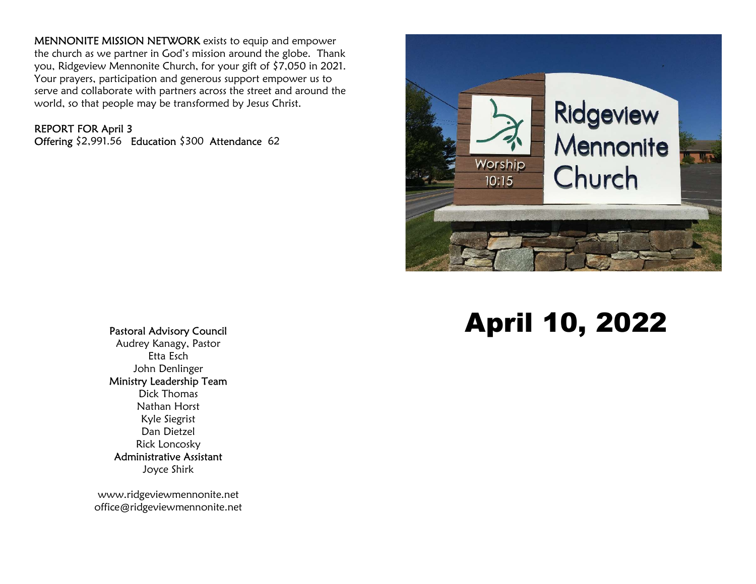**MENNONITE MISSION NETWORK** exists to equip and empower the church as we partner in God's mission around the globe. Thank you, Ridgeview Mennonite Church, for your gift of $7,050 in 2021. Your prayers, participation and generous support empower us to serve and collaborate with partners across the street and around the world, so that people may be transformed by Jesus Christ.

**REPORT FOR April 3**
**Offering** $2,991.56 **Education** $300 **Attendance** 62

**Pastoral Advisory Council**
Audrey Kanagy, Pastor
Etta Esch
John Denlinger
**Ministry Leadership Team**
Dick Thomas
Nathan Horst
Kyle Siegrist
Dan Dietzel
Rick Loncosky
**Administrative Assistant**
Joyce Shirk

www.ridgeviewmennonite.net
office@ridgeviewmennonite.net

# April 10, 2022